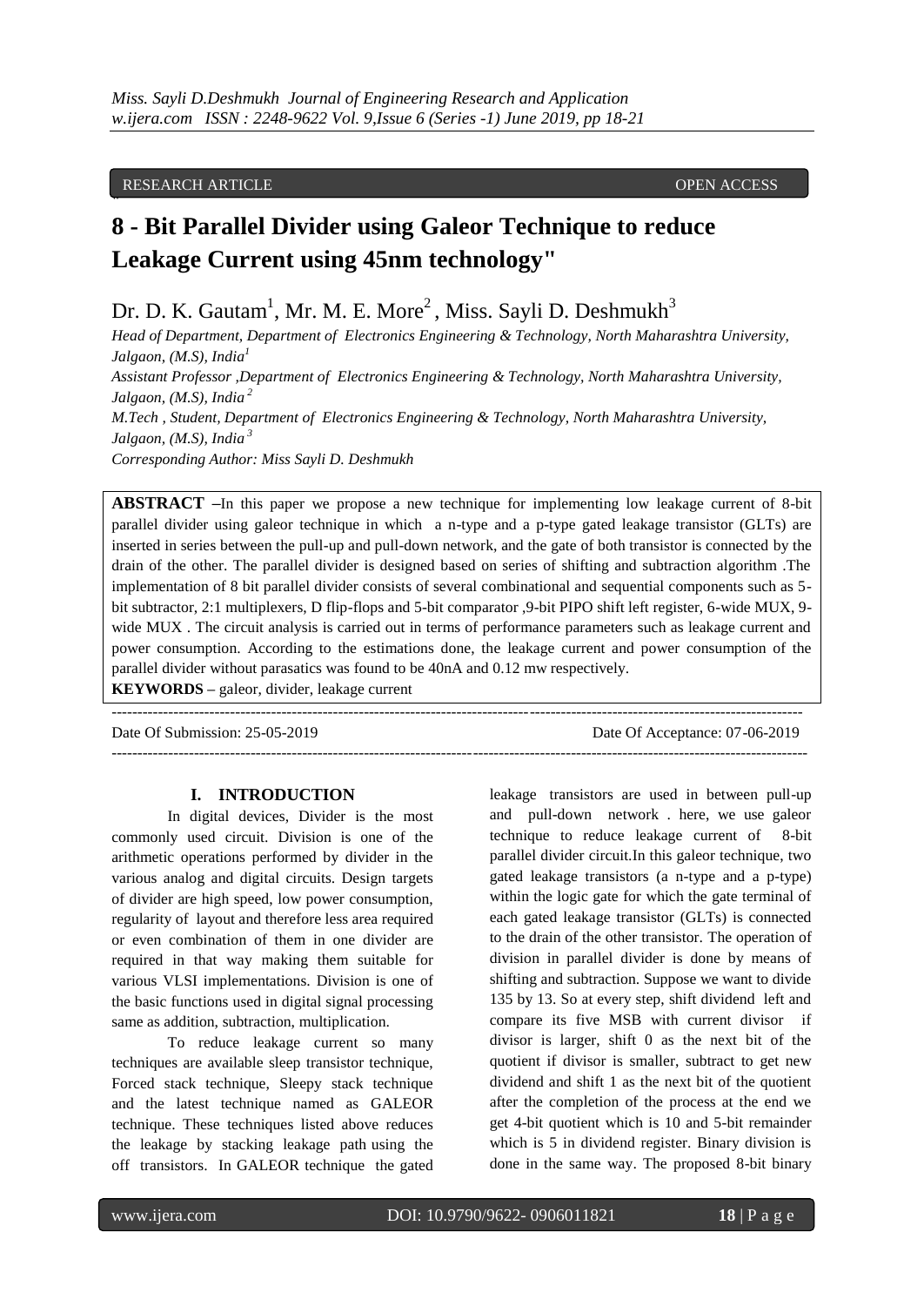RESEARCH ARTICLE OPEN ACCESS

# 8 - Bit Parallel Divider using Galeor Technique to reduce Leakage Current using 45nm technology"

Dr. D. K. Gautam[1], Mr. M. E. More[2], Miss. Sayli D. Deshmukh[3]

*Head of Department, Department of Electronics Engineering & Technology, North Maharashtra University, Jalgaon, (M.S), India[1]*
*Assistant Professor ,Department of Electronics Engineering & Technology, North Maharashtra University, Jalgaon, (M.S), India [2]*
*M.Tech , Student, Department of Electronics Engineering & Technology, North Maharashtra University, Jalgaon, (M.S), India [3]*
*Corresponding Author: Miss Sayli D. Deshmukh*

**ABSTRACT –**In this paper we propose a new technique for implementing low leakage current of 8-bit parallel divider using galeor technique in which a n-type and a p-type gated leakage transistor (GLTs) are inserted in series between the pull-up and pull-down network, and the gate of both transistor is connected by the drain of the other. The parallel divider is designed based on series of shifting and subtraction algorithm .The implementation of 8 bit parallel divider consists of several combinational and sequential components such as 5-bit subtractor, 2:1 multiplexers, D flip-flops and 5-bit comparator ,9-bit PIPO shift left register, 6-wide MUX, 9-wide MUX . The circuit analysis is carried out in terms of performance parameters such as leakage current and power consumption. According to the estimations done, the leakage current and power consumption of the parallel divider without parasatics was found to be 40nA and 0.12 mw respectively.

**KEYWORDS –** galeor, divider, leakage current

Date Of Submission: 25-05-2019 Date Of Acceptance: 07-06-2019

## I. INTRODUCTION

In digital devices, Divider is the most commonly used circuit. Division is one of the arithmetic operations performed by divider in the various analog and digital circuits. Design targets of divider are high speed, low power consumption, regularity of layout and therefore less area required or even combination of them in one divider are required in that way making them suitable for various VLSI implementations. Division is one of the basic functions used in digital signal processing same as addition, subtraction, multiplication.

To reduce leakage current so many techniques are available sleep transistor technique, Forced stack technique, Sleepy stack technique and the latest technique named as GALEOR technique. These techniques listed above reduces the leakage by stacking leakage path using the off transistors. In GALEOR technique the gated leakage transistors are used in between pull-up and pull-down network . here, we use galeor technique to reduce leakage current of 8-bit parallel divider circuit.In this galeor technique, two gated leakage transistors (a n-type and a p-type) within the logic gate for which the gate terminal of each gated leakage transistor (GLTs) is connected to the drain of the other transistor. The operation of division in parallel divider is done by means of shifting and subtraction. Suppose we want to divide 135 by 13. So at every step, shift dividend left and compare its five MSB with current divisor if divisor is larger, shift 0 as the next bit of the quotient if divisor is smaller, subtract to get new dividend and shift 1 as the next bit of the quotient after the completion of the process at the end we get 4-bit quotient which is 10 and 5-bit remainder which is 5 in dividend register. Binary division is done in the same way. The proposed 8-bit binary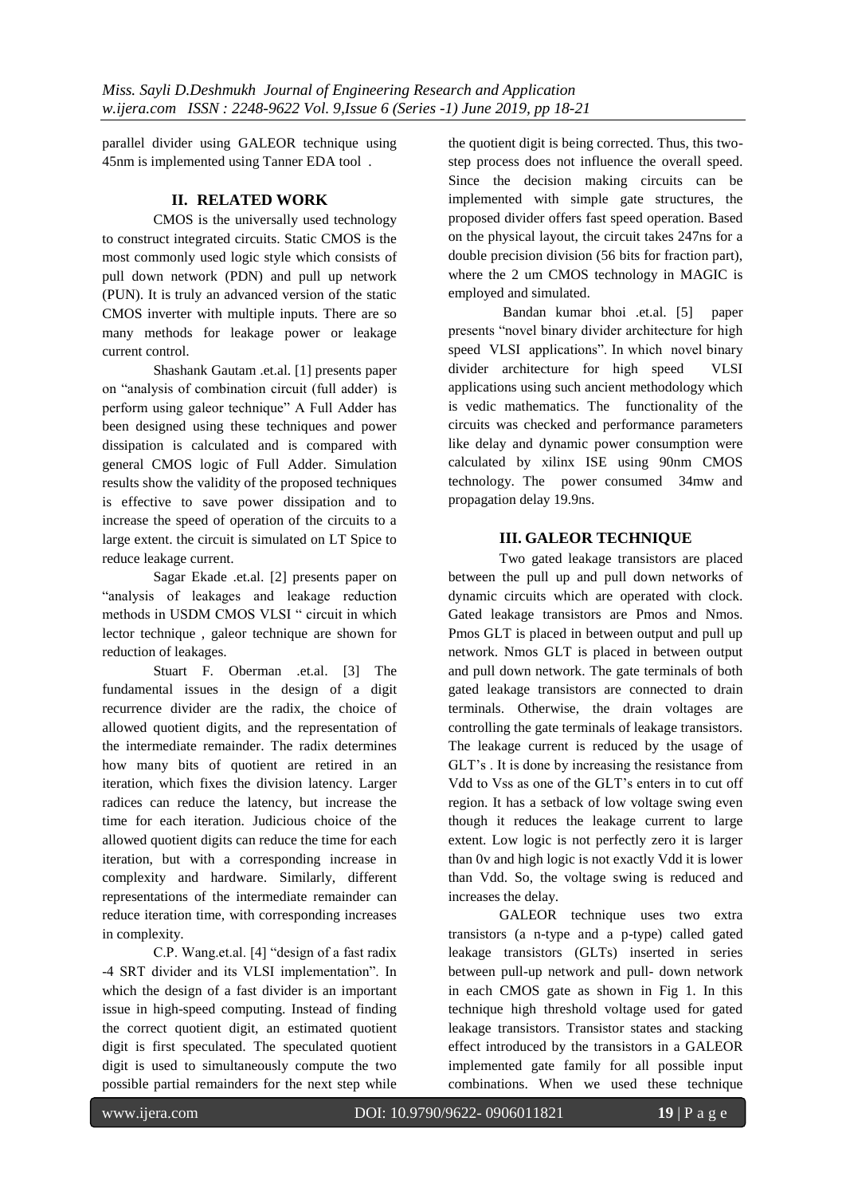parallel divider using GALEOR technique using 45nm is implemented using Tanner EDA tool .

## II. RELATED WORK

CMOS is the universally used technology to construct integrated circuits. Static CMOS is the most commonly used logic style which consists of pull down network (PDN) and pull up network (PUN). It is truly an advanced version of the static CMOS inverter with multiple inputs. There are so many methods for leakage power or leakage current control.

Shashank Gautam .et.al. [1] presents paper on "analysis of combination circuit (full adder) is perform using galeor technique" A Full Adder has been designed using these techniques and power dissipation is calculated and is compared with general CMOS logic of Full Adder. Simulation results show the validity of the proposed techniques is effective to save power dissipation and to increase the speed of operation of the circuits to a large extent. the circuit is simulated on LT Spice to reduce leakage current.

Sagar Ekade .et.al. [2] presents paper on "analysis of leakages and leakage reduction methods in USDM CMOS VLSI " circuit in which lector technique , galeor technique are shown for reduction of leakages.

Stuart F. Oberman .et.al. [3] The fundamental issues in the design of a digit recurrence divider are the radix, the choice of allowed quotient digits, and the representation of the intermediate remainder. The radix determines how many bits of quotient are retired in an iteration, which fixes the division latency. Larger radices can reduce the latency, but increase the time for each iteration. Judicious choice of the allowed quotient digits can reduce the time for each iteration, but with a corresponding increase in complexity and hardware. Similarly, different representations of the intermediate remainder can reduce iteration time, with corresponding increases in complexity.

C.P. Wang.et.al. [4] "design of a fast radix -4 SRT divider and its VLSI implementation". In which the design of a fast divider is an important issue in high-speed computing. Instead of finding the correct quotient digit, an estimated quotient digit is first speculated. The speculated quotient digit is used to simultaneously compute the two possible partial remainders for the next step while the quotient digit is being corrected. Thus, this two-step process does not influence the overall speed. Since the decision making circuits can be implemented with simple gate structures, the proposed divider offers fast speed operation. Based on the physical layout, the circuit takes 247ns for a double precision division (56 bits for fraction part), where the 2 um CMOS technology in MAGIC is employed and simulated.

Bandan kumar bhoi .et.al. [5] paper presents "novel binary divider architecture for high speed VLSI applications". In which novel binary divider architecture for high speed VLSI applications using such ancient methodology which is vedic mathematics. The functionality of the circuits was checked and performance parameters like delay and dynamic power consumption were calculated by xilinx ISE using 90nm CMOS technology. The power consumed 34mw and propagation delay 19.9ns.

## III. GALEOR TECHNIQUE

Two gated leakage transistors are placed between the pull up and pull down networks of dynamic circuits which are operated with clock. Gated leakage transistors are Pmos and Nmos. Pmos GLT is placed in between output and pull up network. Nmos GLT is placed in between output and pull down network. The gate terminals of both gated leakage transistors are connected to drain terminals. Otherwise, the drain voltages are controlling the gate terminals of leakage transistors. The leakage current is reduced by the usage of GLT's . It is done by increasing the resistance from Vdd to Vss as one of the GLT's enters in to cut off region. It has a setback of low voltage swing even though it reduces the leakage current to large extent. Low logic is not perfectly zero it is larger than 0v and high logic is not exactly Vdd it is lower than Vdd. So, the voltage swing is reduced and increases the delay.

GALEOR technique uses two extra transistors (a n-type and a p-type) called gated leakage transistors (GLTs) inserted in series between pull-up network and pull- down network in each CMOS gate as shown in Fig 1. In this technique high threshold voltage used for gated leakage transistors. Transistor states and stacking effect introduced by the transistors in a GALEOR implemented gate family for all possible input combinations. When we used these technique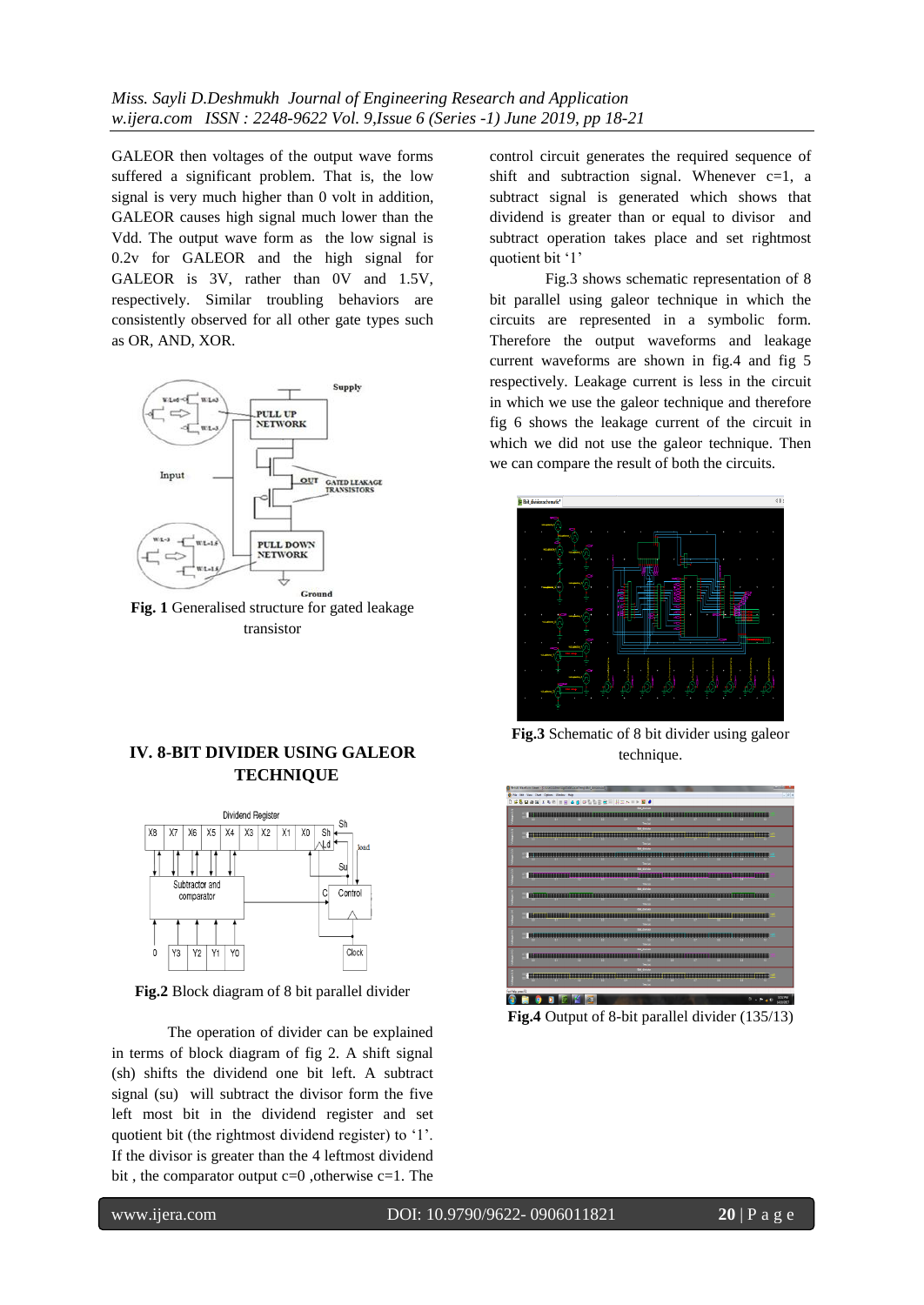GALEOR then voltages of the output wave forms suffered a significant problem. That is, the low signal is very much higher than 0 volt in addition, GALEOR causes high signal much lower than the Vdd. The output wave form as the low signal is 0.2v for GALEOR and the high signal for GALEOR is 3V, rather than 0V and 1.5V, respectively. Similar troubling behaviors are consistently observed for all other gate types such as OR, AND, XOR.

**Fig. 1** Generalised structure for gated leakage transistor

## IV. 8-BIT DIVIDER USING GALEOR TECHNIQUE

**Fig.2** Block diagram of 8 bit parallel divider

The operation of divider can be explained in terms of block diagram of fig 2. A shift signal (sh) shifts the dividend one bit left. A subtract signal (su) will subtract the divisor form the five left most bit in the dividend register and set quotient bit (the rightmost dividend register) to '1'. If the divisor is greater than the 4 leftmost dividend bit , the comparator output c=0 ,otherwise c=1. The control circuit generates the required sequence of shift and subtraction signal. Whenever c=1, a subtract signal is generated which shows that dividend is greater than or equal to divisor and subtract operation takes place and set rightmost quotient bit '1'

Fig.3 shows schematic representation of 8 bit parallel using galeor technique in which the circuits are represented in a symbolic form. Therefore the output waveforms and leakage current waveforms are shown in fig.4 and fig 5 respectively. Leakage current is less in the circuit in which we use the galeor technique and therefore fig 6 shows the leakage current of the circuit in which we did not use the galeor technique. Then we can compare the result of both the circuits.

**Fig.3** Schematic of 8 bit divider using galeor technique.

**Fig.4** Output of 8-bit parallel divider (135/13)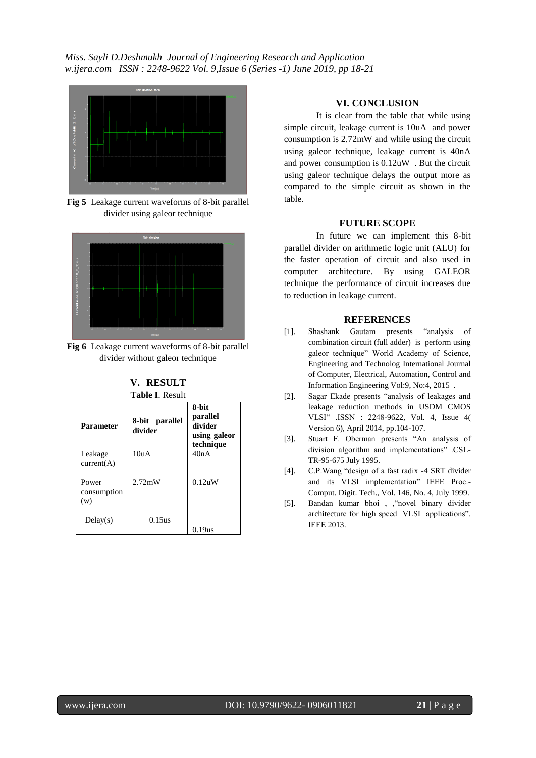Fig 5 Leakage current waveforms of 8-bit parallel divider using galeor technique

Fig 6 Leakage current waveforms of 8-bit parallel divider without galeor technique

## V. RESULT

**Table I**. Result

| Parameter | 8-bit parallel divider | 8-bit parallel divider using galeor technique |
|---|---|---|
| Leakage current(A) | 10uA | 40nA |
| Power consumption (w) | 2.72mW | 0.12uW |
| Delay(s) | 0.15us | 0.19us |

## VI. CONCLUSION

It is clear from the table that while using simple circuit, leakage current is 10uA and power consumption is 2.72mW and while using the circuit using galeor technique, leakage current is 40nA and power consumption is 0.12uW . But the circuit using galeor technique delays the output more as compared to the simple circuit as shown in the table.

## FUTURE SCOPE

In future we can implement this 8-bit parallel divider on arithmetic logic unit (ALU) for the faster operation of circuit and also used in computer architecture. By using GALEOR technique the performance of circuit increases due to reduction in leakage current.

## REFERENCES

[1]. Shashank Gautam presents "analysis of combination circuit (full adder) is perform using galeor technique" World Academy of Science, Engineering and Technolog International Journal of Computer, Electrical, Automation, Control and Information Engineering Vol:9, No:4, 2015 .

[2]. Sagar Ekade presents "analysis of leakages and leakage reduction methods in USDM CMOS VLSI" .ISSN : 2248-9622, Vol. 4, Issue 4( Version 6), April 2014, pp.104-107.

[3]. Stuart F. Oberman presents "An analysis of division algorithm and implementations" .CSL-TR-95-675 July 1995.

[4]. C.P.Wang "design of a fast radix -4 SRT divider and its VLSI implementation" IEEE Proc.-Comput. Digit. Tech., Vol. 146, No. 4, July 1999.

[5]. Bandan kumar bhoi , ,"novel binary divider architecture for high speed VLSI applications". IEEE 2013.